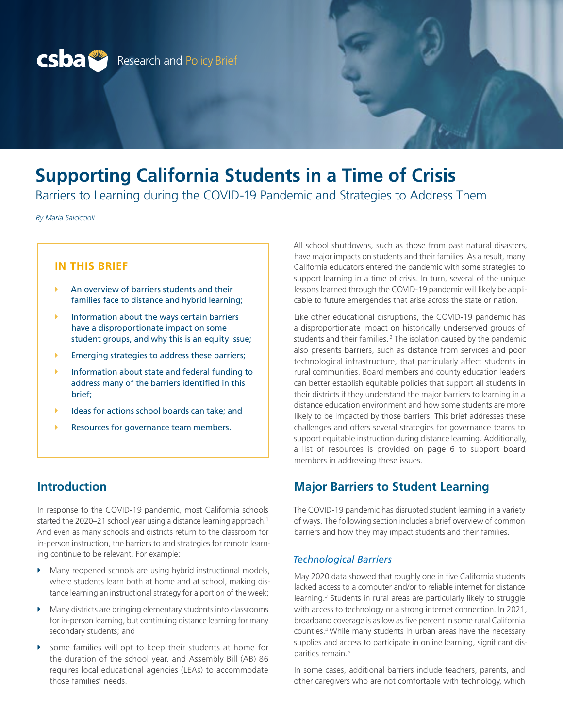csba Research and Policy Brief

# Supporting California Students in a Time of Crisis

## Barriers to Learning during the COVID-19 Pandemic and Strategies to Address Them

*By Maria Salciccioli*

**IN THIS BRIEF**

- An overview of barriers students and their families face to distance and hybrid learning;
- Information about the ways certain barriers have a disproportionate impact on some student groups, and why this is an equity issue;
- Emerging strategies to address these barriers;
- Information about state and federal funding to address many of the barriers identified in this brief;
- Ideas for actions school boards can take; and
- Resources for governance team members.

## Introduction

In response to the COVID-19 pandemic, most California schools started the 2020–21 school year using a distance learning approach.[1] And even as many schools and districts return to the classroom for in-person instruction, the barriers to and strategies for remote learning continue to be relevant. For example:

- Many reopened schools are using hybrid instructional models, where students learn both at home and at school, making distance learning an instructional strategy for a portion of the week;
- Many districts are bringing elementary students into classrooms for in-person learning, but continuing distance learning for many secondary students; and
- Some families will opt to keep their students at home for the duration of the school year, and Assembly Bill (AB) 86 requires local educational agencies (LEAs) to accommodate those families' needs.

All school shutdowns, such as those from past natural disasters, have major impacts on students and their families. As a result, many California educators entered the pandemic with some strategies to support learning in a time of crisis. In turn, several of the unique lessons learned through the COVID-19 pandemic will likely be applicable to future emergencies that arise across the state or nation.

Like other educational disruptions, the COVID-19 pandemic has a disproportionate impact on historically underserved groups of students and their families.[2] The isolation caused by the pandemic also presents barriers, such as distance from services and poor technological infrastructure, that particularly affect students in rural communities. Board members and county education leaders can better establish equitable policies that support all students in their districts if they understand the major barriers to learning in a distance education environment and how some students are more likely to be impacted by those barriers. This brief addresses these challenges and offers several strategies for governance teams to support equitable instruction during distance learning. Additionally, a list of resources is provided on page 6 to support board members in addressing these issues.

## Major Barriers to Student Learning

The COVID-19 pandemic has disrupted student learning in a variety of ways. The following section includes a brief overview of common barriers and how they may impact students and their families.

### *Technological Barriers*

May 2020 data showed that roughly one in five California students lacked access to a computer and/or to reliable internet for distance learning.[3] Students in rural areas are particularly likely to struggle with access to technology or a strong internet connection. In 2021, broadband coverage is as low as five percent in some rural California counties.[4] While many students in urban areas have the necessary supplies and access to participate in online learning, significant disparities remain.[5]

In some cases, additional barriers include teachers, parents, and other caregivers who are not comfortable with technology, which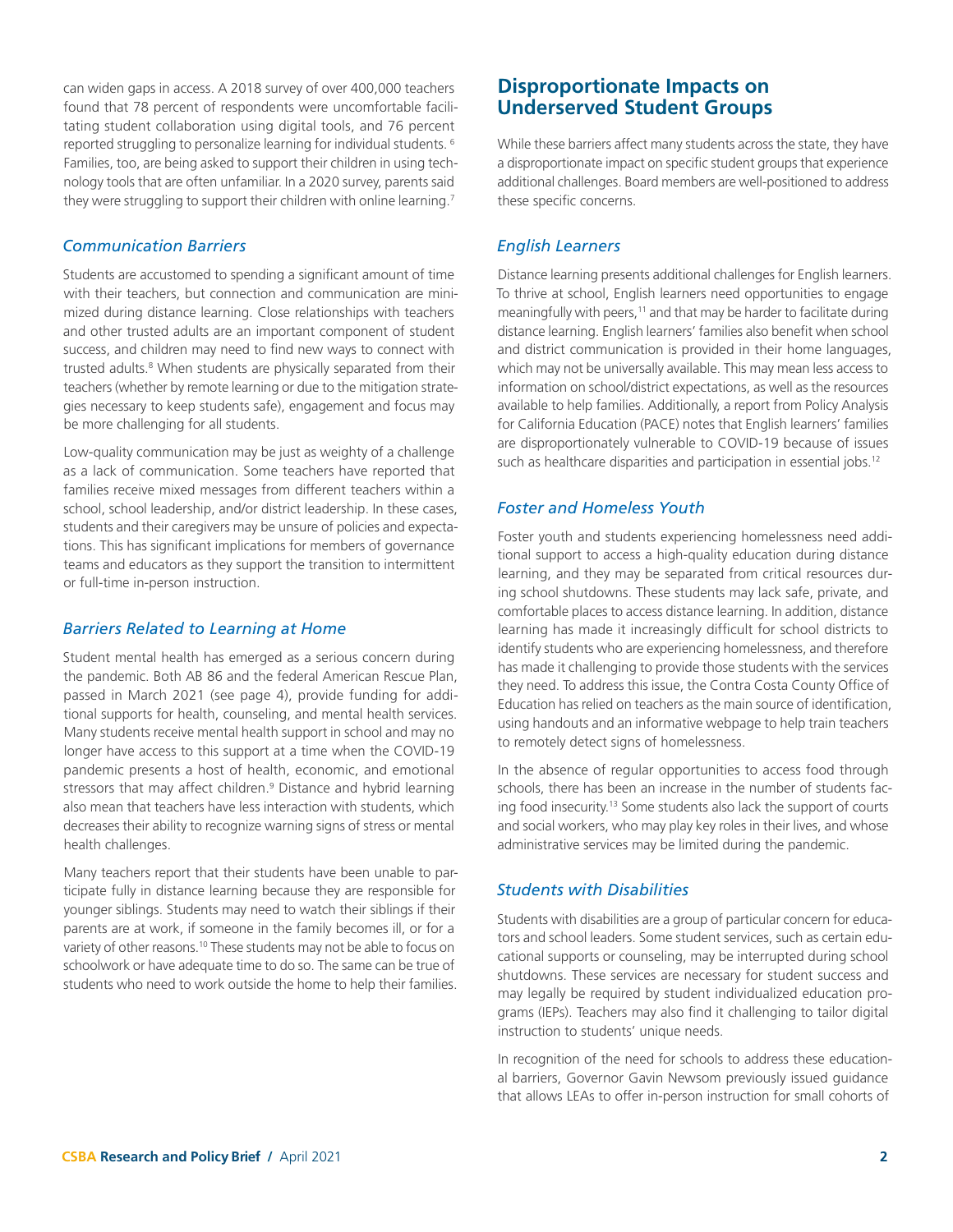can widen gaps in access. A 2018 survey of over 400,000 teachers found that 78 percent of respondents were uncomfortable facilitating student collaboration using digital tools, and 76 percent reported struggling to personalize learning for individual students. [6] Families, too, are being asked to support their children in using technology tools that are often unfamiliar. In a 2020 survey, parents said they were struggling to support their children with online learning.[7]

### *Communication Barriers*

Students are accustomed to spending a significant amount of time with their teachers, but connection and communication are minimized during distance learning. Close relationships with teachers and other trusted adults are an important component of student success, and children may need to find new ways to connect with trusted adults.[8] When students are physically separated from their teachers (whether by remote learning or due to the mitigation strategies necessary to keep students safe), engagement and focus may be more challenging for all students.

Low-quality communication may be just as weighty of a challenge as a lack of communication. Some teachers have reported that families receive mixed messages from different teachers within a school, school leadership, and/or district leadership. In these cases, students and their caregivers may be unsure of policies and expectations. This has significant implications for members of governance teams and educators as they support the transition to intermittent or full-time in-person instruction.

### *Barriers Related to Learning at Home*

Student mental health has emerged as a serious concern during the pandemic. Both AB 86 and the federal American Rescue Plan, passed in March 2021 (see page 4), provide funding for additional supports for health, counseling, and mental health services. Many students receive mental health support in school and may no longer have access to this support at a time when the COVID-19 pandemic presents a host of health, economic, and emotional stressors that may affect children.[9] Distance and hybrid learning also mean that teachers have less interaction with students, which decreases their ability to recognize warning signs of stress or mental health challenges.

Many teachers report that their students have been unable to participate fully in distance learning because they are responsible for younger siblings. Students may need to watch their siblings if their parents are at work, if someone in the family becomes ill, or for a variety of other reasons.[10] These students may not be able to focus on schoolwork or have adequate time to do so. The same can be true of students who need to work outside the home to help their families.

## Disproportionate Impacts on Underserved Student Groups

While these barriers affect many students across the state, they have a disproportionate impact on specific student groups that experience additional challenges. Board members are well-positioned to address these specific concerns.

### *English Learners*

Distance learning presents additional challenges for English learners. To thrive at school, English learners need opportunities to engage meaningfully with peers,[11] and that may be harder to facilitate during distance learning. English learners' families also benefit when school and district communication is provided in their home languages, which may not be universally available. This may mean less access to information on school/district expectations, as well as the resources available to help families. Additionally, a report from Policy Analysis for California Education (PACE) notes that English learners' families are disproportionately vulnerable to COVID-19 because of issues such as healthcare disparities and participation in essential jobs.[12]

### *Foster and Homeless Youth*

Foster youth and students experiencing homelessness need additional support to access a high-quality education during distance learning, and they may be separated from critical resources during school shutdowns. These students may lack safe, private, and comfortable places to access distance learning. In addition, distance learning has made it increasingly difficult for school districts to identify students who are experiencing homelessness, and therefore has made it challenging to provide those students with the services they need. To address this issue, the Contra Costa County Office of Education has relied on teachers as the main source of identification, using handouts and an informative webpage to help train teachers to remotely detect signs of homelessness.

In the absence of regular opportunities to access food through schools, there has been an increase in the number of students facing food insecurity.[13] Some students also lack the support of courts and social workers, who may play key roles in their lives, and whose administrative services may be limited during the pandemic.

### *Students with Disabilities*

Students with disabilities are a group of particular concern for educators and school leaders. Some student services, such as certain educational supports or counseling, may be interrupted during school shutdowns. These services are necessary for student success and may legally be required by student individualized education programs (IEPs). Teachers may also find it challenging to tailor digital instruction to students' unique needs.

In recognition of the need for schools to address these educational barriers, Governor Gavin Newsom previously issued guidance that allows LEAs to offer in-person instruction for small cohorts of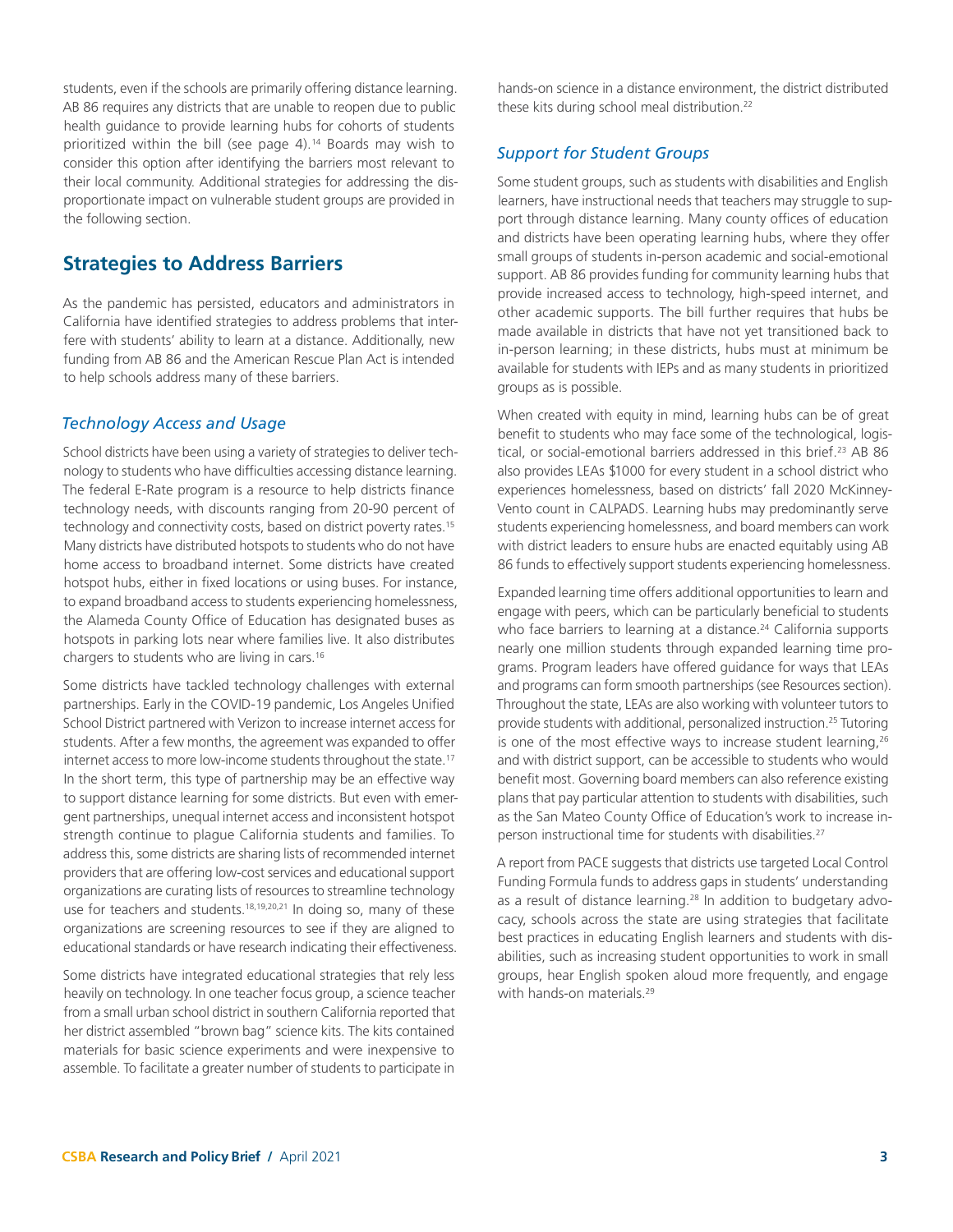students, even if the schools are primarily offering distance learning. AB 86 requires any districts that are unable to reopen due to public health guidance to provide learning hubs for cohorts of students prioritized within the bill (see page 4).[14] Boards may wish to consider this option after identifying the barriers most relevant to their local community. Additional strategies for addressing the disproportionate impact on vulnerable student groups are provided in the following section.

## Strategies to Address Barriers

As the pandemic has persisted, educators and administrators in California have identified strategies to address problems that interfere with students' ability to learn at a distance. Additionally, new funding from AB 86 and the American Rescue Plan Act is intended to help schools address many of these barriers.

### *Technology Access and Usage*

School districts have been using a variety of strategies to deliver technology to students who have difficulties accessing distance learning. The federal E-Rate program is a resource to help districts finance technology needs, with discounts ranging from 20-90 percent of technology and connectivity costs, based on district poverty rates.[15] Many districts have distributed hotspots to students who do not have home access to broadband internet. Some districts have created hotspot hubs, either in fixed locations or using buses. For instance, to expand broadband access to students experiencing homelessness, the Alameda County Office of Education has designated buses as hotspots in parking lots near where families live. It also distributes chargers to students who are living in cars.[16]

Some districts have tackled technology challenges with external partnerships. Early in the COVID-19 pandemic, Los Angeles Unified School District partnered with Verizon to increase internet access for students. After a few months, the agreement was expanded to offer internet access to more low-income students throughout the state.[17] In the short term, this type of partnership may be an effective way to support distance learning for some districts. But even with emergent partnerships, unequal internet access and inconsistent hotspot strength continue to plague California students and families. To address this, some districts are sharing lists of recommended internet providers that are offering low-cost services and educational support organizations are curating lists of resources to streamline technology use for teachers and students.[18,19,20,21] In doing so, many of these organizations are screening resources to see if they are aligned to educational standards or have research indicating their effectiveness.

Some districts have integrated educational strategies that rely less heavily on technology. In one teacher focus group, a science teacher from a small urban school district in southern California reported that her district assembled "brown bag" science kits. The kits contained materials for basic science experiments and were inexpensive to assemble. To facilitate a greater number of students to participate in hands-on science in a distance environment, the district distributed these kits during school meal distribution.[22]

### *Support for Student Groups*

Some student groups, such as students with disabilities and English learners, have instructional needs that teachers may struggle to support through distance learning. Many county offices of education and districts have been operating learning hubs, where they offer small groups of students in-person academic and social-emotional support. AB 86 provides funding for community learning hubs that provide increased access to technology, high-speed internet, and other academic supports. The bill further requires that hubs be made available in districts that have not yet transitioned back to in-person learning; in these districts, hubs must at minimum be available for students with IEPs and as many students in prioritized groups as is possible.

When created with equity in mind, learning hubs can be of great benefit to students who may face some of the technological, logistical, or social-emotional barriers addressed in this brief.[23] AB 86 also provides LEAs $1000 for every student in a school district who experiences homelessness, based on districts' fall 2020 McKinney-Vento count in CALPADS. Learning hubs may predominantly serve students experiencing homelessness, and board members can work with district leaders to ensure hubs are enacted equitably using AB 86 funds to effectively support students experiencing homelessness.

Expanded learning time offers additional opportunities to learn and engage with peers, which can be particularly beneficial to students who face barriers to learning at a distance.[24] California supports nearly one million students through expanded learning time programs. Program leaders have offered guidance for ways that LEAs and programs can form smooth partnerships (see Resources section). Throughout the state, LEAs are also working with volunteer tutors to provide students with additional, personalized instruction.[25] Tutoring is one of the most effective ways to increase student learning,[26] and with district support, can be accessible to students who would benefit most. Governing board members can also reference existing plans that pay particular attention to students with disabilities, such as the San Mateo County Office of Education's work to increase in-person instructional time for students with disabilities.[27]

A report from PACE suggests that districts use targeted Local Control Funding Formula funds to address gaps in students' understanding as a result of distance learning.[28] In addition to budgetary advocacy, schools across the state are using strategies that facilitate best practices in educating English learners and students with disabilities, such as increasing student opportunities to work in small groups, hear English spoken aloud more frequently, and engage with hands-on materials.[29]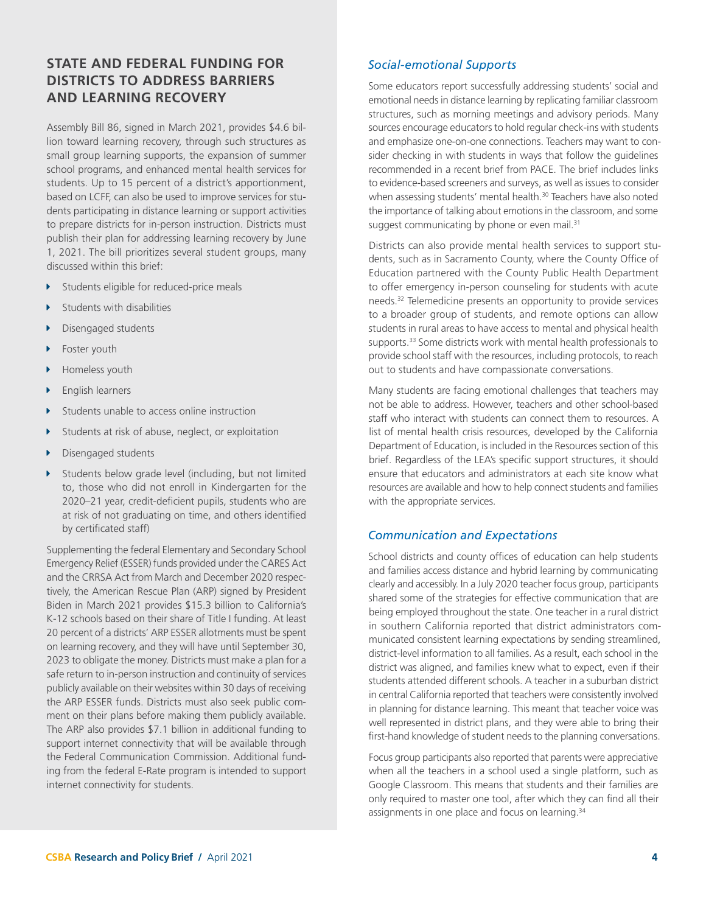## STATE AND FEDERAL FUNDING FOR DISTRICTS TO ADDRESS BARRIERS AND LEARNING RECOVERY

Assembly Bill 86, signed in March 2021, provides $4.6 billion toward learning recovery, through such structures as small group learning supports, the expansion of summer school programs, and enhanced mental health services for students. Up to 15 percent of a district's apportionment, based on LCFF, can also be used to improve services for students participating in distance learning or support activities to prepare districts for in-person instruction. Districts must publish their plan for addressing learning recovery by June 1, 2021. The bill prioritizes several student groups, many discussed within this brief:

- Students eligible for reduced-price meals
- Students with disabilities
- Disengaged students
- Foster youth
- Homeless youth
- English learners
- Students unable to access online instruction
- Students at risk of abuse, neglect, or exploitation
- Disengaged students
- Students below grade level (including, but not limited to, those who did not enroll in Kindergarten for the 2020–21 year, credit-deficient pupils, students who are at risk of not graduating on time, and others identified by certificated staff)

Supplementing the federal Elementary and Secondary School Emergency Relief (ESSER) funds provided under the CARES Act and the CRRSA Act from March and December 2020 respectively, the American Rescue Plan (ARP) signed by President Biden in March 2021 provides $15.3 billion to California's K-12 schools based on their share of Title I funding. At least 20 percent of a districts' ARP ESSER allotments must be spent on learning recovery, and they will have until September 30, 2023 to obligate the money. Districts must make a plan for a safe return to in-person instruction and continuity of services publicly available on their websites within 30 days of receiving the ARP ESSER funds. Districts must also seek public comment on their plans before making them publicly available. The ARP also provides $7.1 billion in additional funding to support internet connectivity that will be available through the Federal Communication Commission. Additional funding from the federal E-Rate program is intended to support internet connectivity for students.

### *Social-emotional Supports*

Some educators report successfully addressing students' social and emotional needs in distance learning by replicating familiar classroom structures, such as morning meetings and advisory periods. Many sources encourage educators to hold regular check-ins with students and emphasize one-on-one connections. Teachers may want to consider checking in with students in ways that follow the guidelines recommended in a recent brief from PACE. The brief includes links to evidence-based screeners and surveys, as well as issues to consider when assessing students' mental health.[30] Teachers have also noted the importance of talking about emotions in the classroom, and some suggest communicating by phone or even mail.[31]

Districts can also provide mental health services to support students, such as in Sacramento County, where the County Office of Education partnered with the County Public Health Department to offer emergency in-person counseling for students with acute needs.[32] Telemedicine presents an opportunity to provide services to a broader group of students, and remote options can allow students in rural areas to have access to mental and physical health supports.[33] Some districts work with mental health professionals to provide school staff with the resources, including protocols, to reach out to students and have compassionate conversations.

Many students are facing emotional challenges that teachers may not be able to address. However, teachers and other school-based staff who interact with students can connect them to resources. A list of mental health crisis resources, developed by the California Department of Education, is included in the Resources section of this brief. Regardless of the LEA's specific support structures, it should ensure that educators and administrators at each site know what resources are available and how to help connect students and families with the appropriate services.

### *Communication and Expectations*

School districts and county offices of education can help students and families access distance and hybrid learning by communicating clearly and accessibly. In a July 2020 teacher focus group, participants shared some of the strategies for effective communication that are being employed throughout the state. One teacher in a rural district in southern California reported that district administrators communicated consistent learning expectations by sending streamlined, district-level information to all families. As a result, each school in the district was aligned, and families knew what to expect, even if their students attended different schools. A teacher in a suburban district in central California reported that teachers were consistently involved in planning for distance learning. This meant that teacher voice was well represented in district plans, and they were able to bring their first-hand knowledge of student needs to the planning conversations.

Focus group participants also reported that parents were appreciative when all the teachers in a school used a single platform, such as Google Classroom. This means that students and their families are only required to master one tool, after which they can find all their assignments in one place and focus on learning.[34]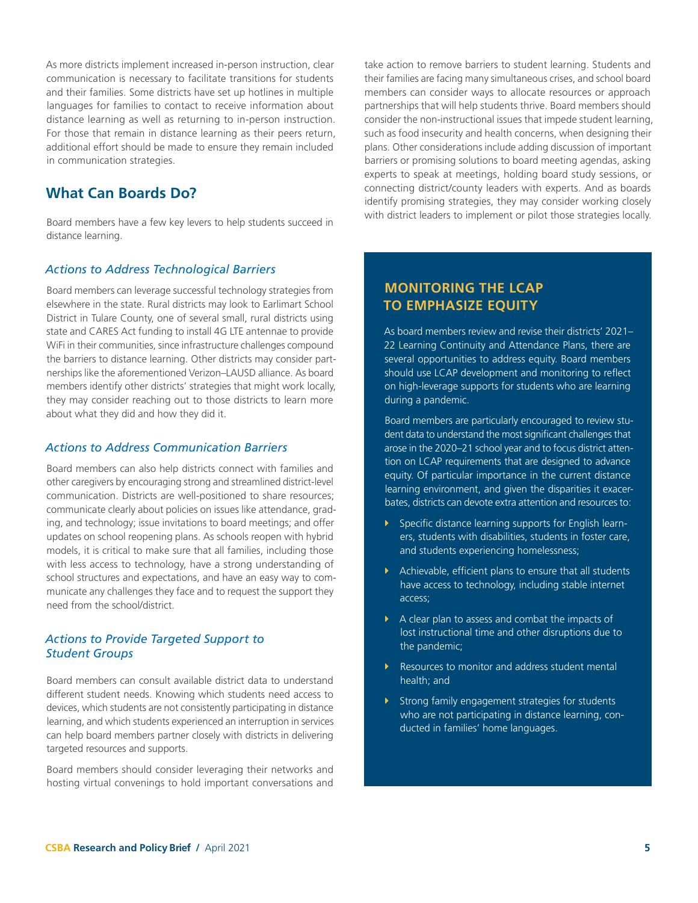As more districts implement increased in-person instruction, clear communication is necessary to facilitate transitions for students and their families. Some districts have set up hotlines in multiple languages for families to contact to receive information about distance learning as well as returning to in-person instruction. For those that remain in distance learning as their peers return, additional effort should be made to ensure they remain included in communication strategies.

## What Can Boards Do?

Board members have a few key levers to help students succeed in distance learning.

### *Actions to Address Technological Barriers*

Board members can leverage successful technology strategies from elsewhere in the state. Rural districts may look to Earlimart School District in Tulare County, one of several small, rural districts using state and CARES Act funding to install 4G LTE antennae to provide WiFi in their communities, since infrastructure challenges compound the barriers to distance learning. Other districts may consider partnerships like the aforementioned Verizon–LAUSD alliance. As board members identify other districts' strategies that might work locally, they may consider reaching out to those districts to learn more about what they did and how they did it.

### *Actions to Address Communication Barriers*

Board members can also help districts connect with families and other caregivers by encouraging strong and streamlined district-level communication. Districts are well-positioned to share resources; communicate clearly about policies on issues like attendance, grading, and technology; issue invitations to board meetings; and offer updates on school reopening plans. As schools reopen with hybrid models, it is critical to make sure that all families, including those with less access to technology, have a strong understanding of school structures and expectations, and have an easy way to communicate any challenges they face and to request the support they need from the school/district.

### *Actions to Provide Targeted Support to Student Groups*

Board members can consult available district data to understand different student needs. Knowing which students need access to devices, which students are not consistently participating in distance learning, and which students experienced an interruption in services can help board members partner closely with districts in delivering targeted resources and supports.

Board members should consider leveraging their networks and hosting virtual convenings to hold important conversations and take action to remove barriers to student learning. Students and their families are facing many simultaneous crises, and school board members can consider ways to allocate resources or approach partnerships that will help students thrive. Board members should consider the non-instructional issues that impede student learning, such as food insecurity and health concerns, when designing their plans. Other considerations include adding discussion of important barriers or promising solutions to board meeting agendas, asking experts to speak at meetings, holding board study sessions, or connecting district/county leaders with experts. And as boards identify promising strategies, they may consider working closely with district leaders to implement or pilot those strategies locally.

### MONITORING THE LCAP TO EMPHASIZE EQUITY

As board members review and revise their districts' 2021–22 Learning Continuity and Attendance Plans, there are several opportunities to address equity. Board members should use LCAP development and monitoring to reflect on high-leverage supports for students who are learning during a pandemic.

Board members are particularly encouraged to review student data to understand the most significant challenges that arose in the 2020–21 school year and to focus district attention on LCAP requirements that are designed to advance equity. Of particular importance in the current distance learning environment, and given the disparities it exacerbates, districts can devote extra attention and resources to:

- Specific distance learning supports for English learners, students with disabilities, students in foster care, and students experiencing homelessness;
- Achievable, efficient plans to ensure that all students have access to technology, including stable internet access;
- A clear plan to assess and combat the impacts of lost instructional time and other disruptions due to the pandemic;
- Resources to monitor and address student mental health; and
- Strong family engagement strategies for students who are not participating in distance learning, conducted in families' home languages.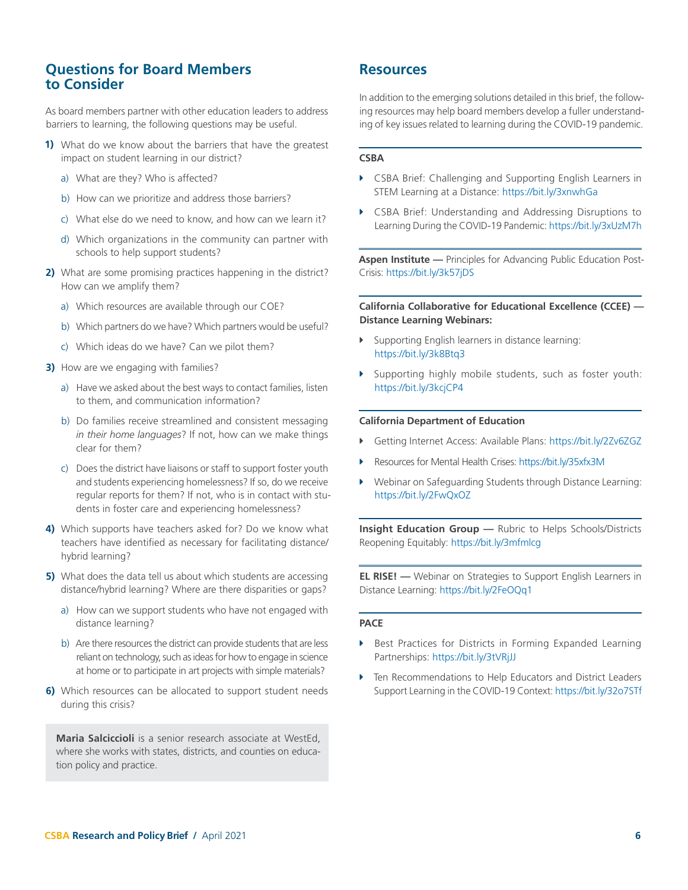## Questions for Board Members to Consider

As board members partner with other education leaders to address barriers to learning, the following questions may be useful.

**1)** What do we know about the barriers that have the greatest impact on student learning in our district?

   a) What are they? Who is affected?

   b) How can we prioritize and address those barriers?

   c) What else do we need to know, and how can we learn it?

   d) Which organizations in the community can partner with schools to help support students?

**2)** What are some promising practices happening in the district? How can we amplify them?

   a) Which resources are available through our COE?

   b) Which partners do we have? Which partners would be useful?

   c) Which ideas do we have? Can we pilot them?

**3)** How are we engaging with families?

   a) Have we asked about the best ways to contact families, listen to them, and communication information?

   b) Do families receive streamlined and consistent messaging *in their home languages*? If not, how can we make things clear for them?

   c) Does the district have liaisons or staff to support foster youth and students experiencing homelessness? If so, do we receive regular reports for them? If not, who is in contact with students in foster care and experiencing homelessness?

**4)** Which supports have teachers asked for? Do we know what teachers have identified as necessary for facilitating distance/hybrid learning?

**5)** What does the data tell us about which students are accessing distance/hybrid learning? Where are there disparities or gaps?

   a) How can we support students who have not engaged with distance learning?

   b) Are there resources the district can provide students that are less reliant on technology, such as ideas for how to engage in science at home or to participate in art projects with simple materials?

**6)** Which resources can be allocated to support student needs during this crisis?

**Maria Salcicciolli** is a senior research associate at WestEd, where she works with states, districts, and counties on education policy and practice.

## Resources

In addition to the emerging solutions detailed in this brief, the following resources may help board members develop a fuller understanding of key issues related to learning during the COVID-19 pandemic.

**CSBA**

- CSBA Brief: Challenging and Supporting English Learners in STEM Learning at a Distance: https://bit.ly/3xnwhGa
- CSBA Brief: Understanding and Addressing Disruptions to Learning During the COVID-19 Pandemic: https://bit.ly/3xUzM7h

**Aspen Institute —** Principles for Advancing Public Education Post-Crisis: https://bit.ly/3k57jDS

**California Collaborative for Educational Excellence (CCEE) — Distance Learning Webinars:**

- Supporting English learners in distance learning: https://bit.ly/3k8Btq3
- Supporting highly mobile students, such as foster youth: https://bit.ly/3kcjCP4

**California Department of Education**

- Getting Internet Access: Available Plans: https://bit.ly/2Zv6ZGZ
- Resources for Mental Health Crises: https://bit.ly/35xfx3M
- Webinar on Safeguarding Students through Distance Learning: https://bit.ly/2FwQxOZ

**Insight Education Group —** Rubric to Helps Schools/Districts Reopening Equitably: https://bit.ly/3mfmlcg

**EL RISE! —** Webinar on Strategies to Support English Learners in Distance Learning: https://bit.ly/2FeOQq1

**PACE**

- Best Practices for Districts in Forming Expanded Learning Partnerships: https://bit.ly/3tVRjJJ
- Ten Recommendations to Help Educators and District Leaders Support Learning in the COVID-19 Context: https://bit.ly/32o7STf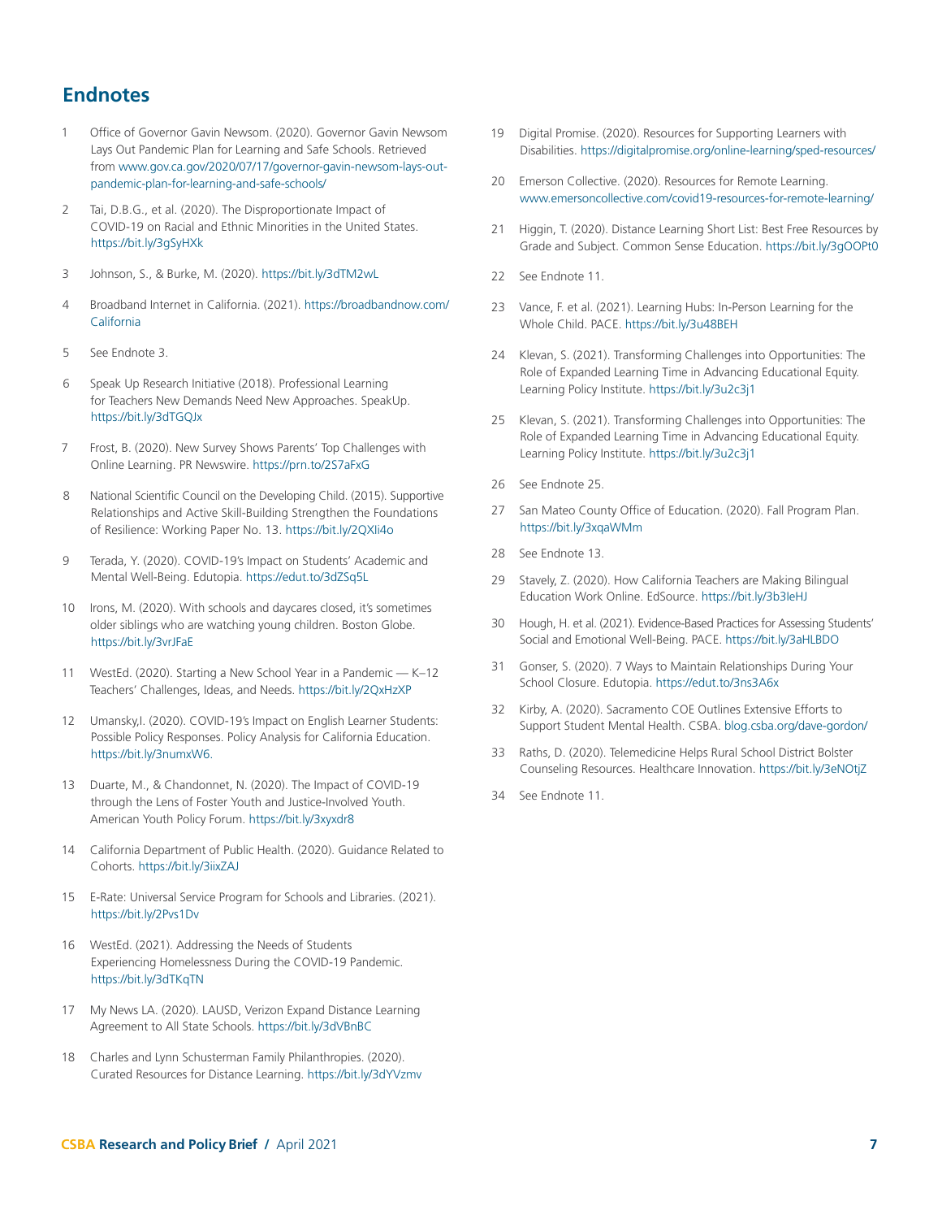## Endnotes

1. Office of Governor Gavin Newsom. (2020). Governor Gavin Newsom Lays Out Pandemic Plan for Learning and Safe Schools. Retrieved from www.gov.ca.gov/2020/07/17/governor-gavin-newsom-lays-out-pandemic-plan-for-learning-and-safe-schools/
2. Tai, D.B.G., et al. (2020). The Disproportionate Impact of COVID-19 on Racial and Ethnic Minorities in the United States. https://bit.ly/3gSyHXk
3. Johnson, S., & Burke, M. (2020). https://bit.ly/3dTM2wL
4. Broadband Internet in California. (2021). https://broadbandnow.com/California
5. See Endnote 3.
6. Speak Up Research Initiative (2018). Professional Learning for Teachers New Demands Need New Approaches. SpeakUp. https://bit.ly/3dTGQJx
7. Frost, B. (2020). New Survey Shows Parents' Top Challenges with Online Learning. PR Newswire. https://prn.to/2S7aFxG
8. National Scientific Council on the Developing Child. (2015). Supportive Relationships and Active Skill-Building Strengthen the Foundations of Resilience: Working Paper No. 13. https://bit.ly/2QXIi4o
9. Terada, Y. (2020). COVID-19's Impact on Students' Academic and Mental Well-Being. Edutopia. https://edut.to/3dZSq5L
10. Irons, M. (2020). With schools and daycares closed, it's sometimes older siblings who are watching young children. Boston Globe. https://bit.ly/3vrJFaE
11. WestEd. (2020). Starting a New School Year in a Pandemic — K–12 Teachers' Challenges, Ideas, and Needs. https://bit.ly/2QxHzXP
12. Umansky,I. (2020). COVID-19's Impact on English Learner Students: Possible Policy Responses. Policy Analysis for California Education. https://bit.ly/3numxW6.
13. Duarte, M., & Chandonnet, N. (2020). The Impact of COVID-19 through the Lens of Foster Youth and Justice-Involved Youth. American Youth Policy Forum. https://bit.ly/3xyxdr8
14. California Department of Public Health. (2020). Guidance Related to Cohorts. https://bit.ly/3iixZAJ
15. E-Rate: Universal Service Program for Schools and Libraries. (2021). https://bit.ly/2Pvs1Dv
16. WestEd. (2021). Addressing the Needs of Students Experiencing Homelessness During the COVID-19 Pandemic. https://bit.ly/3dTKqTN
17. My News LA. (2020). LAUSD, Verizon Expand Distance Learning Agreement to All State Schools. https://bit.ly/3dVBnBC
18. Charles and Lynn Schusterman Family Philanthropies. (2020). Curated Resources for Distance Learning. https://bit.ly/3dYVzmv
19. Digital Promise. (2020). Resources for Supporting Learners with Disabilities. https://digitalpromise.org/online-learning/sped-resources/
20. Emerson Collective. (2020). Resources for Remote Learning. www.emersoncollective.com/covid19-resources-for-remote-learning/
21. Higgin, T. (2020). Distance Learning Short List: Best Free Resources by Grade and Subject. Common Sense Education. https://bit.ly/3gOOPt0
22. See Endnote 11.
23. Vance, F. et al. (2021). Learning Hubs: In-Person Learning for the Whole Child. PACE. https://bit.ly/3u48BEH
24. Klevan, S. (2021). Transforming Challenges into Opportunities: The Role of Expanded Learning Time in Advancing Educational Equity. Learning Policy Institute. https://bit.ly/3u2c3j1
25. Klevan, S. (2021). Transforming Challenges into Opportunities: The Role of Expanded Learning Time in Advancing Educational Equity. Learning Policy Institute. https://bit.ly/3u2c3j1
26. See Endnote 25.
27. San Mateo County Office of Education. (2020). Fall Program Plan. https://bit.ly/3xqaWMm
28. See Endnote 13.
29. Stavely, Z. (2020). How California Teachers are Making Bilingual Education Work Online. EdSource. https://bit.ly/3b3IeHJ
30. Hough, H. et al. (2021). Evidence-Based Practices for Assessing Students' Social and Emotional Well-Being. PACE. https://bit.ly/3aHLBDO
31. Gonser, S. (2020). 7 Ways to Maintain Relationships During Your School Closure. Edutopia. https://edut.to/3ns3A6x
32. Kirby, A. (2020). Sacramento COE Outlines Extensive Efforts to Support Student Mental Health. CSBA. blog.csba.org/dave-gordon/
33. Raths, D. (2020). Telemedicine Helps Rural School District Bolster Counseling Resources. Healthcare Innovation. https://bit.ly/3eNOtjZ
34. See Endnote 11.